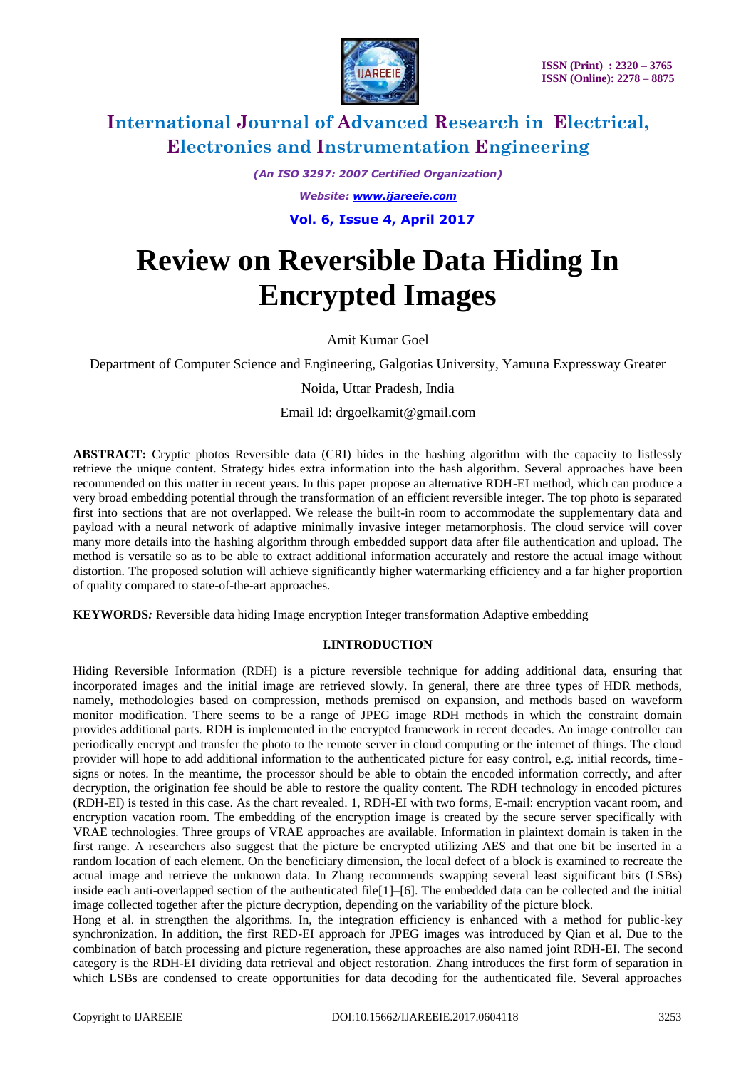# International Journal of Advanced Research in Electrical, Electronics and Instrumentation Engineering

*(An ISO 3297: 2007 Certified Organization)*

*Website: www.ijareeie.com*

**Vol. 6, Issue 4, April 2017**

# Review on Reversible Data Hiding In Encrypted Images

Amit Kumar Goel

Department of Computer Science and Engineering, Galgotias University, Yamuna Expressway Greater Noida, Uttar Pradesh, India

Email Id: drgoelkamit@gmail.com

**ABSTRACT:** Cryptic photos Reversible data (CRI) hides in the hashing algorithm with the capacity to listlessly retrieve the unique content. Strategy hides extra information into the hash algorithm. Several approaches have been recommended on this matter in recent years. In this paper propose an alternative RDH-EI method, which can produce a very broad embedding potential through the transformation of an efficient reversible integer. The top photo is separated first into sections that are not overlapped. We release the built-in room to accommodate the supplementary data and payload with a neural network of adaptive minimally invasive integer metamorphosis. The cloud service will cover many more details into the hashing algorithm through embedded support data after file authentication and upload. The method is versatile so as to be able to extract additional information accurately and restore the actual image without distortion. The proposed solution will achieve significantly higher watermarking efficiency and a far higher proportion of quality compared to state-of-the-art approaches.

**KEYWORDS***:* Reversible data hiding Image encryption Integer transformation Adaptive embedding

## I.INTRODUCTION

Hiding Reversible Information (RDH) is a picture reversible technique for adding additional data, ensuring that incorporated images and the initial image are retrieved slowly. In general, there are three types of HDR methods, namely, methodologies based on compression, methods premised on expansion, and methods based on waveform monitor modification. There seems to be a range of JPEG image RDH methods in which the constraint domain provides additional parts. RDH is implemented in the encrypted framework in recent decades. An image controller can periodically encrypt and transfer the photo to the remote server in cloud computing or the internet of things. The cloud provider will hope to add additional information to the authenticated picture for easy control, e.g. initial records, time-signs or notes. In the meantime, the processor should be able to obtain the encoded information correctly, and after decryption, the origination fee should be able to restore the quality content. The RDH technology in encoded pictures (RDH-EI) is tested in this case. As the chart revealed. 1, RDH-EI with two forms, E-mail: encryption vacant room, and encryption vacation room. The embedding of the encryption image is created by the secure server specifically with VRAE technologies. Three groups of VRAE approaches are available. Information in plaintext domain is taken in the first range. A researchers also suggest that the picture be encrypted utilizing AES and that one bit be inserted in a random location of each element. On the beneficiary dimension, the local defect of a block is examined to recreate the actual image and retrieve the unknown data. In Zhang recommends swapping several least significant bits (LSBs) inside each anti-overlapped section of the authenticated file[1]–[6]. The embedded data can be collected and the initial image collected together after the picture decryption, depending on the variability of the picture block.

Hong et al. in strengthen the algorithms. In, the integration efficiency is enhanced with a method for public-key synchronization. In addition, the first RED-EI approach for JPEG images was introduced by Qian et al. Due to the combination of batch processing and picture regeneration, these approaches are also named joint RDH-EI. The second category is the RDH-EI dividing data retrieval and object restoration. Zhang introduces the first form of separation in which LSBs are condensed to create opportunities for data decoding for the authenticated file. Several approaches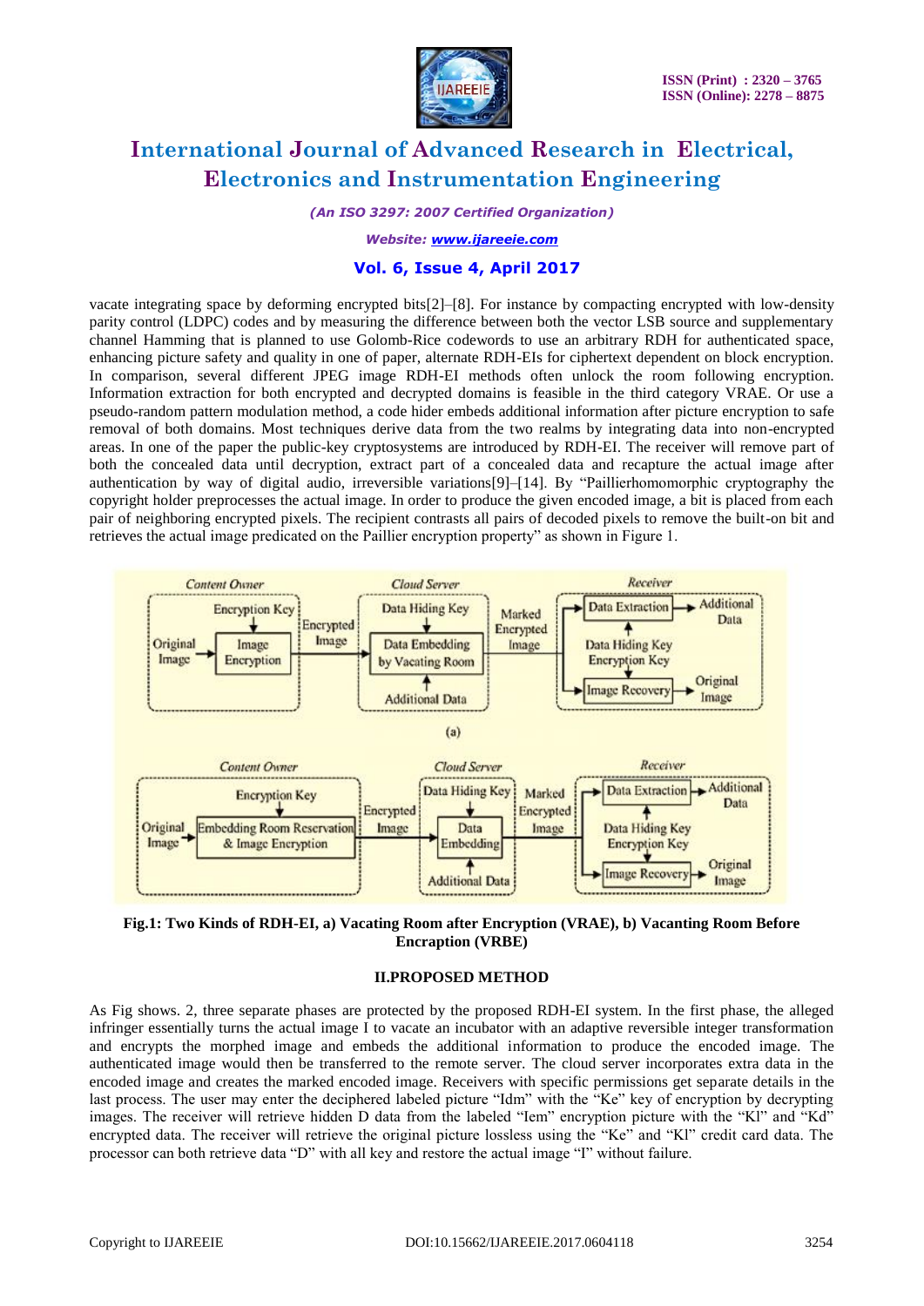vacate integrating space by deforming encrypted bits[2]–[8]. For instance by compacting encrypted with low-density parity control (LDPC) codes and by measuring the difference between both the vector LSB source and supplementary channel Hamming that is planned to use Golomb-Rice codewords to use an arbitrary RDH for authenticated space, enhancing picture safety and quality in one of paper, alternate RDH-EIs for ciphertext dependent on block encryption. In comparison, several different JPEG image RDH-EI methods often unlock the room following encryption. Information extraction for both encrypted and decrypted domains is feasible in the third category VRAE. Or use a pseudo-random pattern modulation method, a code hider embeds additional information after picture encryption to safe removal of both domains. Most techniques derive data from the two realms by integrating data into non-encrypted areas. In one of the paper the public-key cryptosystems are introduced by RDH-EI. The receiver will remove part of both the concealed data until decryption, extract part of a concealed data and recapture the actual image after authentication by way of digital audio, irreversible variations[9]–[14]. By "Paillierhomomorphic cryptography the copyright holder preprocesses the actual image. In order to produce the given encoded image, a bit is placed from each pair of neighboring encrypted pixels. The recipient contrasts all pairs of decoded pixels to remove the built-on bit and retrieves the actual image predicated on the Paillier encryption property" as shown in Figure 1.

**Fig.1: Two Kinds of RDH-EI, a) Vacating Room after Encryption (VRAE), b) Vacanting Room Before Encraption (VRBE)**

## II.PROPOSED METHOD

As Fig shows. 2, three separate phases are protected by the proposed RDH-EI system. In the first phase, the alleged infringer essentially turns the actual image I to vacate an incubator with an adaptive reversible integer transformation and encrypts the morphed image and embeds the additional information to produce the encoded image. The authenticated image would then be transferred to the remote server. The cloud server incorporates extra data in the encoded image and creates the marked encoded image. Receivers with specific permissions get separate details in the last process. The user may enter the deciphered labeled picture "Idm" with the "Ke" key of encryption by decrypting images. The receiver will retrieve hidden D data from the labeled "Iem" encryption picture with the "Kl" and "Kd" encrypted data. The receiver will retrieve the original picture lossless using the "Ke" and "Kl" credit card data. The processor can both retrieve data "D" with all key and restore the actual image "I" without failure.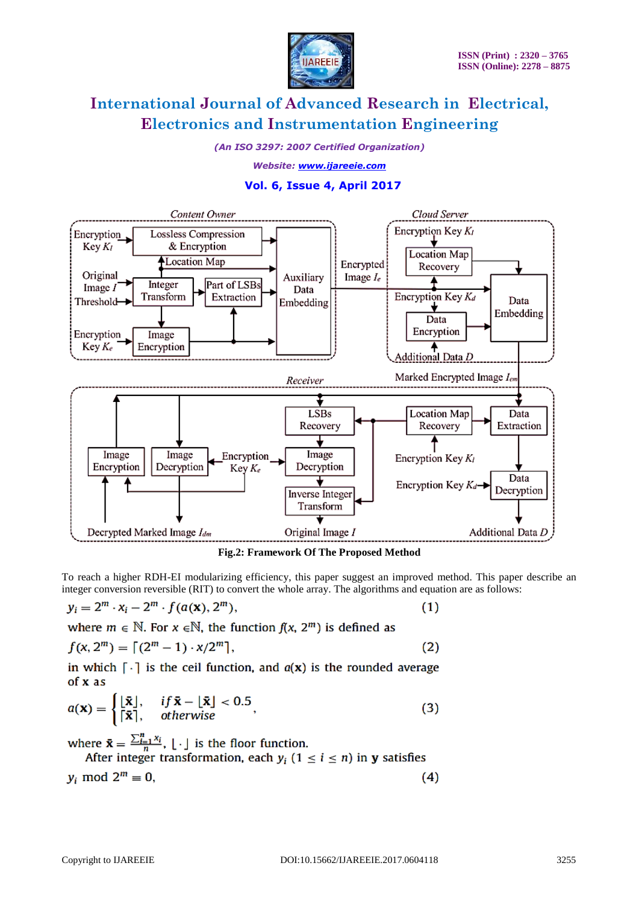**Fig.2: Framework Of The Proposed Method**

To reach a higher RDH-EI modularizing efficiency, this paper suggest an improved method. This paper describe an integer conversion reversible (RIT) to convert the whole array. The algorithms and equation are as follows:

$$y_i = 2^m \cdot x_i - 2^m \cdot f(a(\mathbf{x}), 2^m), \tag{1}$$

where $m \in \mathbb{N}$. For $x \in \mathbb{N}$, the function $f(x, 2^m)$ is defined as

$$f(x, 2^m) = \lceil (2^m - 1) \cdot x / 2^m \rceil, \tag{2}$$

in which $\lceil \cdot \rceil$ is the ceil function, and $a(\mathbf{x})$ is the rounded average of **x** as

$$a(\mathbf{x}) = \begin{cases} \lfloor \bar{\mathbf{x}} \rfloor, & if\ \bar{\mathbf{x}} - \lfloor \bar{\mathbf{x}} \rfloor < 0.5 \\ \lceil \bar{\mathbf{x}} \rceil, & otherwise \end{cases}, \tag{3}$$

where $\bar{\mathbf{x}} = \frac{\sum_{i=1}^{n} x_i}{n}$, $\lfloor \cdot \rfloor$ is the floor function.

After integer transformation, each $y_i$ $(1 \leq i \leq n)$ in $\mathbf{y}$ satisfies

$$y_i \bmod 2^m \equiv 0, \tag{4}$$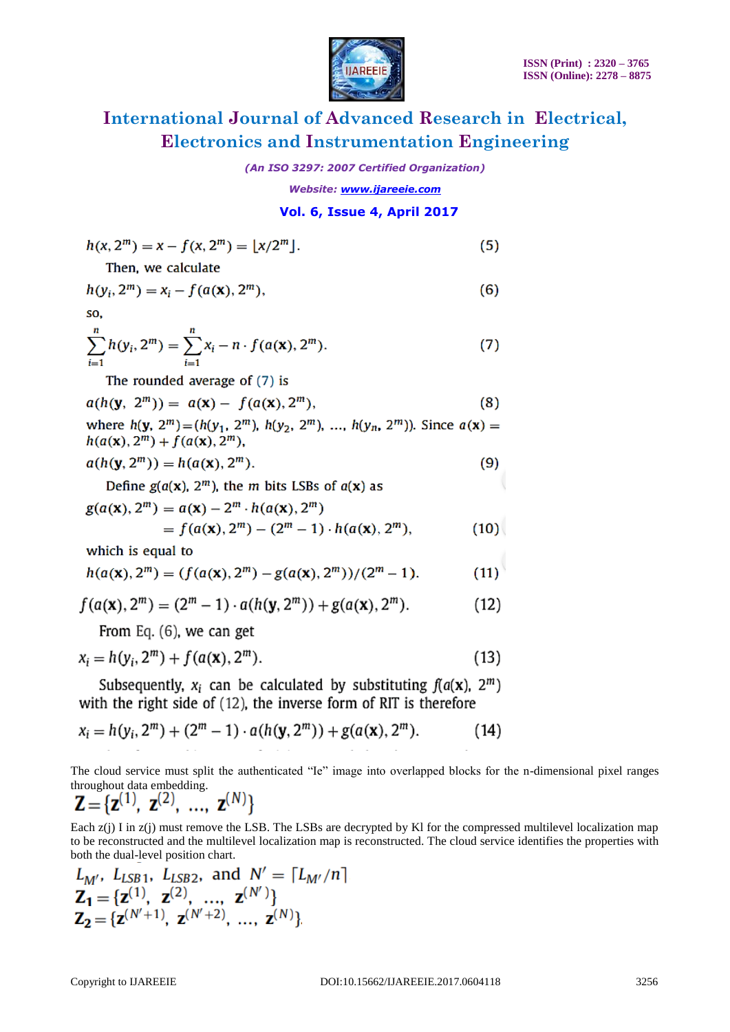$$h(x, 2^m) = x - f(x, 2^m) = \lfloor x/2^m \rfloor. \tag{5}$$

Then, we calculate

$$h(y_i, 2^m) = x_i - f(a(\mathbf{x}), 2^m), \tag{6}$$

so,

$$\sum_{i=1}^{n} h(y_i, 2^m) = \sum_{i=1}^{n} x_i - n \cdot f(a(\mathbf{x}), 2^m). \tag{7}$$

The rounded average of (7) is

$$a(h(\mathbf{y},\ 2^m)) = a(\mathbf{x}) - f(a(\mathbf{x}), 2^m), \tag{8}$$

where $h(\mathbf{y}, 2^m) = (h(y_1, 2^m), h(y_2, 2^m), \ldots, h(y_n, 2^m))$. Since $a(\mathbf{x}) = h(a(\mathbf{x}), 2^m) + f(a(\mathbf{x}), 2^m)$,

$$a(h(\mathbf{y}, 2^m)) = h(a(\mathbf{x}), 2^m). \tag{9}$$

Define $g(a(\mathbf{x}), 2^m)$, the $m$ bits LSBs of $a(\mathbf{x})$ as

$$g(a(\mathbf{x}), 2^m) = a(\mathbf{x}) - 2^m \cdot h(a(\mathbf{x}), 2^m)$$
$$= f(a(\mathbf{x}), 2^m) - (2^m - 1) \cdot h(a(\mathbf{x}), 2^m), \tag{10}$$

which is equal to

$$h(a(\mathbf{x}), 2^m) = (f(a(\mathbf{x}), 2^m) - g(a(\mathbf{x}), 2^m))/(2^m - 1). \tag{11}$$

$$f(a(\mathbf{x}), 2^m) = (2^m - 1) \cdot a(h(\mathbf{y}, 2^m)) + g(a(\mathbf{x}), 2^m). \tag{12}$$

From Eq. (6), we can get

$$x_i = h(y_i, 2^m) + f(a(\mathbf{x}), 2^m). \tag{13}$$

Subsequently, $x_i$ can be calculated by substituting $f(a(\mathbf{x}), 2^m)$ with the right side of (12), the inverse form of RIT is therefore

$$x_i = h(y_i, 2^m) + (2^m - 1) \cdot a(h(\mathbf{y}, 2^m)) + g(a(\mathbf{x}), 2^m). \tag{14}$$

The cloud service must split the authenticated "Ie" image into overlapped blocks for the n-dimensional pixel ranges throughout data embedding.

$$\mathbf{Z} = \{\mathbf{z}^{(1)},\ \mathbf{z}^{(2)},\ \ldots,\ \mathbf{z}^{(N)}\}$$

Each z(j) I in z(j) must remove the LSB. The LSBs are decrypted by Kl for the compressed multilevel localization map to be reconstructed and the multilevel localization map is reconstructed. The cloud service identifies the properties with both the dual-level position chart.

$$L_{M'},\ L_{LSB1},\ L_{LSB2},\ \text{and}\ N' = \lceil L_{M'}/n \rceil$$
$$\mathbf{Z_1} = \{\mathbf{z}^{(1)},\ \mathbf{z}^{(2)},\ \ldots,\ \mathbf{z}^{(N')}\}$$
$$\mathbf{Z_2} = \{\mathbf{z}^{(N'+1)},\ \mathbf{z}^{(N'+2)},\ \ldots,\ \mathbf{z}^{(N)}\}$$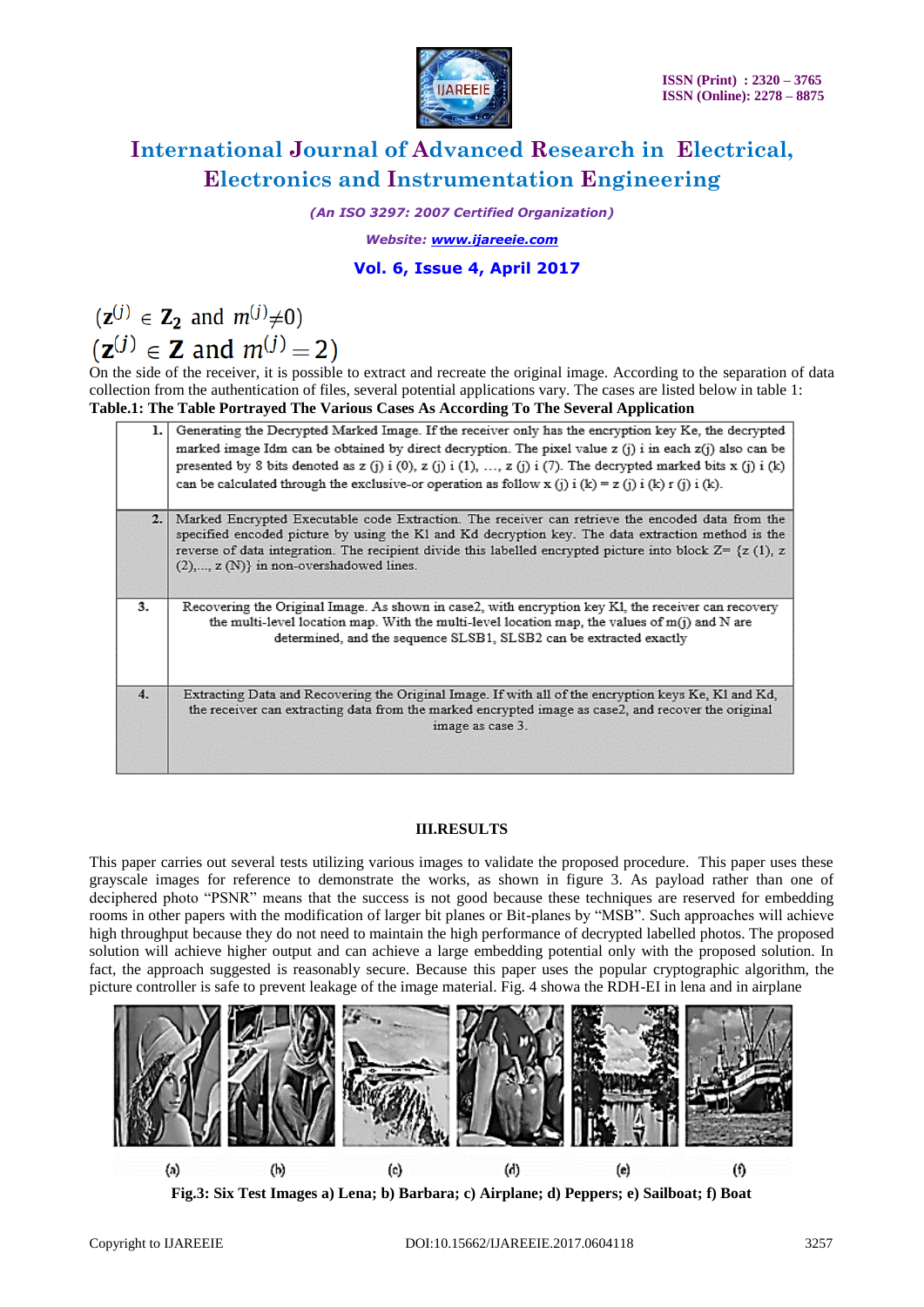$(\mathbf{z}^{(j)} \in \mathbf{Z_2}$ and $m^{(j)} \neq 0)$

$(\mathbf{z}^{(j)} \in \mathbf{Z}$ and $m^{(j)} = 2)$

On the side of the receiver, it is possible to extract and recreate the original image. According to the separation of data collection from the authentication of files, several potential applications vary. The cases are listed below in table 1:

**Table.1: The Table Portrayed The Various Cases As According To The Several Application**

| | |
|---|---|
| 1. | Generating the Decrypted Marked Image. If the receiver only has the encryption key Ke, the decrypted marked image Idm can be obtained by direct decryption. The pixel value z (j) i in each z(j) also can be presented by 8 bits denoted as z (j) i (0), z (j) i (1), …, z (j) i (7). The decrypted marked bits x (j) i (k) can be calculated through the exclusive-or operation as follow x (j) i (k) = z (j) i (k) r (j) i (k). |
| 2. | Marked Encrypted Executable code Extraction. The receiver can retrieve the encoded data from the specified encoded picture by using the Kl and Kd decryption key. The data extraction method is the reverse of data integration. The recipient divide this labelled encrypted picture into block Z= {z (1), z (2),..., z (N)} in non-overshadowed lines. |
| 3. | Recovering the Original Image. As shown in case2, with encryption key Kl, the receiver can recovery the multi-level location map. With the multi-level location map, the values of m(j) and N are determined, and the sequence SLSB1, SLSB2 can be extracted exactly |
| 4. | Extracting Data and Recovering the Original Image. If with all of the encryption keys Ke, Kl and Kd, the receiver can extracting data from the marked encrypted image as case2, and recover the original image as case 3. |

## III.RESULTS

This paper carries out several tests utilizing various images to validate the proposed procedure. This paper uses these grayscale images for reference to demonstrate the works, as shown in figure 3. As payload rather than one of deciphered photo "PSNR" means that the success is not good because these techniques are reserved for embedding rooms in other papers with the modification of larger bit planes or Bit-planes by "MSB". Such approaches will achieve high throughput because they do not need to maintain the high performance of decrypted labelled photos. The proposed solution will achieve higher output and can achieve a large embedding potential only with the proposed solution. In fact, the approach suggested is reasonably secure. Because this paper uses the popular cryptographic algorithm, the picture controller is safe to prevent leakage of the image material. Fig. 4 showa the RDH-EI in lena and in airplane

(a) (b) (c) (d) (e) (f)

**Fig.3: Six Test Images a) Lena; b) Barbara; c) Airplane; d) Peppers; e) Sailboat; f) Boat**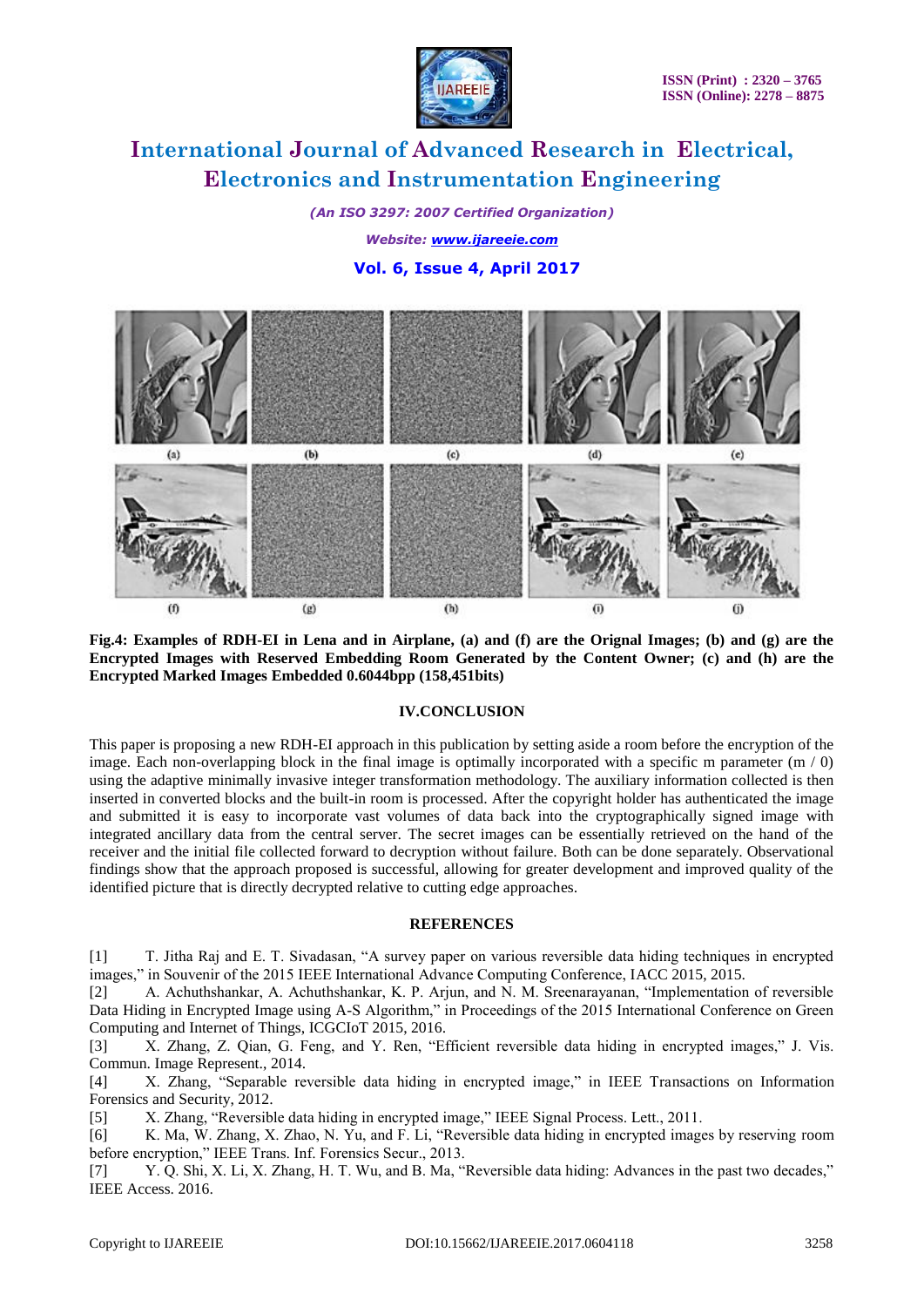(a) (b) (c) (d) (e)

(f) (g) (h) (i) (j)

**Fig.4: Examples of RDH-EI in Lena and in Airplane, (a) and (f) are the Orignal Images; (b) and (g) are the Encrypted Images with Reserved Embedding Room Generated by the Content Owner; (c) and (h) are the Encrypted Marked Images Embedded 0.6044bpp (158,451bits)**

## IV.CONCLUSION

This paper is proposing a new RDH-EI approach in this publication by setting aside a room before the encryption of the image. Each non-overlapping block in the final image is optimally incorporated with a specific m parameter (m / 0) using the adaptive minimally invasive integer transformation methodology. The auxiliary information collected is then inserted in converted blocks and the built-in room is processed. After the copyright holder has authenticated the image and submitted it is easy to incorporate vast volumes of data back into the cryptographically signed image with integrated ancillary data from the central server. The secret images can be essentially retrieved on the hand of the receiver and the initial file collected forward to decryption without failure. Both can be done separately. Observational findings show that the approach proposed is successful, allowing for greater development and improved quality of the identified picture that is directly decrypted relative to cutting edge approaches.

## REFERENCES

[1] T. Jitha Raj and E. T. Sivadasan, "A survey paper on various reversible data hiding techniques in encrypted images," in Souvenir of the 2015 IEEE International Advance Computing Conference, IACC 2015, 2015.

[2] A. Achuthshankar, A. Achuthshankar, K. P. Arjun, and N. M. Sreenarayanan, "Implementation of reversible Data Hiding in Encrypted Image using A-S Algorithm," in Proceedings of the 2015 International Conference on Green Computing and Internet of Things, ICGCIoT 2015, 2016.

[3] X. Zhang, Z. Qian, G. Feng, and Y. Ren, "Efficient reversible data hiding in encrypted images," J. Vis. Commun. Image Represent., 2014.

[4] X. Zhang, "Separable reversible data hiding in encrypted image," in IEEE Transactions on Information Forensics and Security, 2012.

[5] X. Zhang, "Reversible data hiding in encrypted image," IEEE Signal Process. Lett., 2011.

[6] K. Ma, W. Zhang, X. Zhao, N. Yu, and F. Li, "Reversible data hiding in encrypted images by reserving room before encryption," IEEE Trans. Inf. Forensics Secur., 2013.

[7] Y. Q. Shi, X. Li, X. Zhang, H. T. Wu, and B. Ma, "Reversible data hiding: Advances in the past two decades," IEEE Access. 2016.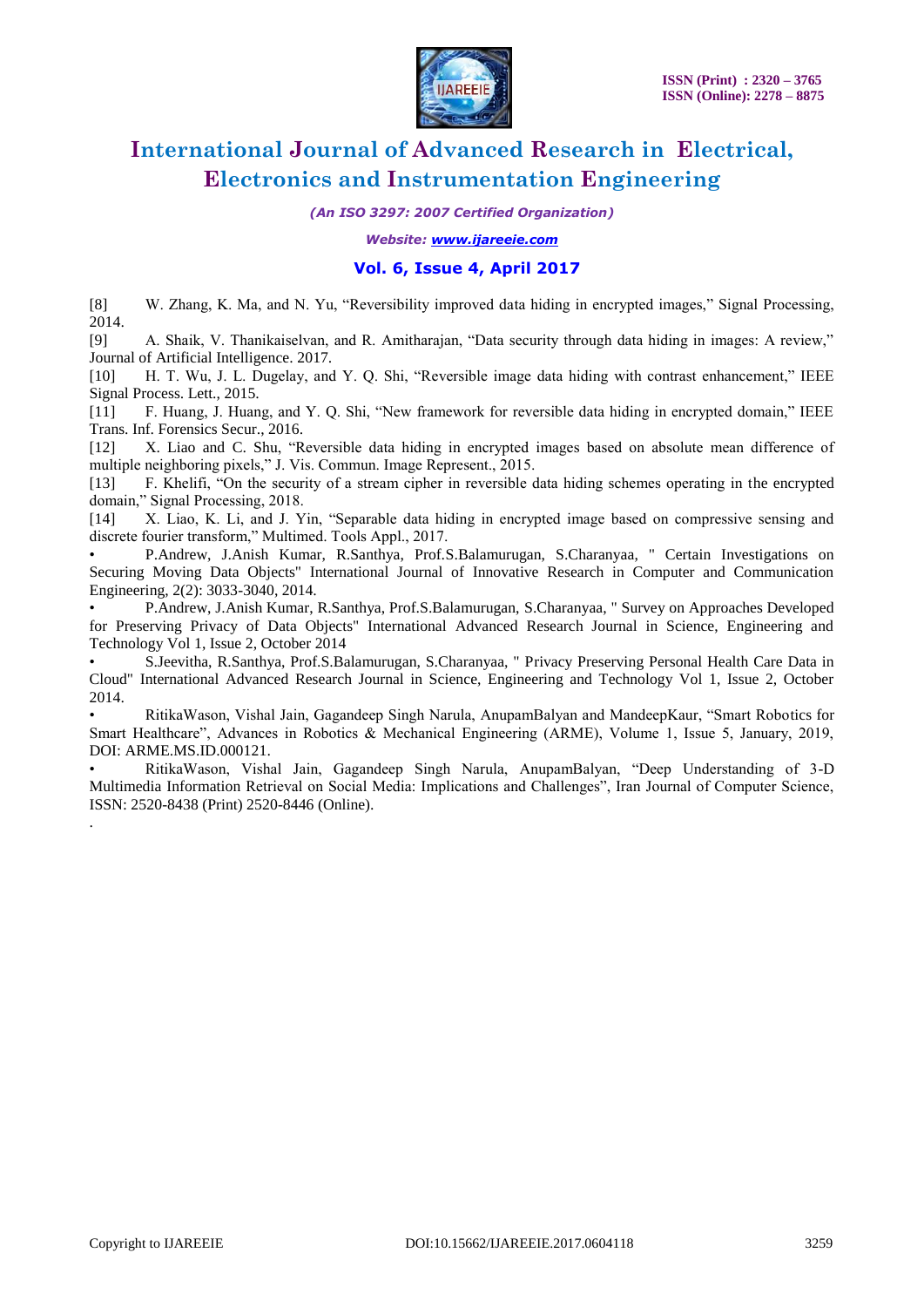[8] W. Zhang, K. Ma, and N. Yu, “Reversibility improved data hiding in encrypted images,” Signal Processing, 2014.

[9] A. Shaik, V. Thanikaiselvan, and R. Amitharajan, “Data security through data hiding in images: A review,” Journal of Artificial Intelligence. 2017.

[10] H. T. Wu, J. L. Dugelay, and Y. Q. Shi, “Reversible image data hiding with contrast enhancement,” IEEE Signal Process. Lett., 2015.

[11] F. Huang, J. Huang, and Y. Q. Shi, “New framework for reversible data hiding in encrypted domain,” IEEE Trans. Inf. Forensics Secur., 2016.

[12] X. Liao and C. Shu, “Reversible data hiding in encrypted images based on absolute mean difference of multiple neighboring pixels,” J. Vis. Commun. Image Represent., 2015.

[13] F. Khelifi, “On the security of a stream cipher in reversible data hiding schemes operating in the encrypted domain,” Signal Processing, 2018.

[14] X. Liao, K. Li, and J. Yin, “Separable data hiding in encrypted image based on compressive sensing and discrete fourier transform,” Multimed. Tools Appl., 2017.

- P.Andrew, J.Anish Kumar, R.Santhya, Prof.S.Balamurugan, S.Charanyaa, " Certain Investigations on Securing Moving Data Objects" International Journal of Innovative Research in Computer and Communication Engineering, 2(2): 3033-3040, 2014.
- P.Andrew, J.Anish Kumar, R.Santhya, Prof.S.Balamurugan, S.Charanyaa, " Survey on Approaches Developed for Preserving Privacy of Data Objects" International Advanced Research Journal in Science, Engineering and Technology Vol 1, Issue 2, October 2014
- S.Jeevitha, R.Santhya, Prof.S.Balamurugan, S.Charanyaa, " Privacy Preserving Personal Health Care Data in Cloud" International Advanced Research Journal in Science, Engineering and Technology Vol 1, Issue 2, October 2014.
- RitikaWason, Vishal Jain, Gagandeep Singh Narula, AnupamBalyan and MandeepKaur, “Smart Robotics for Smart Healthcare”, Advances in Robotics & Mechanical Engineering (ARME), Volume 1, Issue 5, January, 2019, DOI: ARME.MS.ID.000121.
- RitikaWason, Vishal Jain, Gagandeep Singh Narula, AnupamBalyan, “Deep Understanding of 3-D Multimedia Information Retrieval on Social Media: Implications and Challenges”, Iran Journal of Computer Science, ISSN: 2520-8438 (Print) 2520-8446 (Online).

.